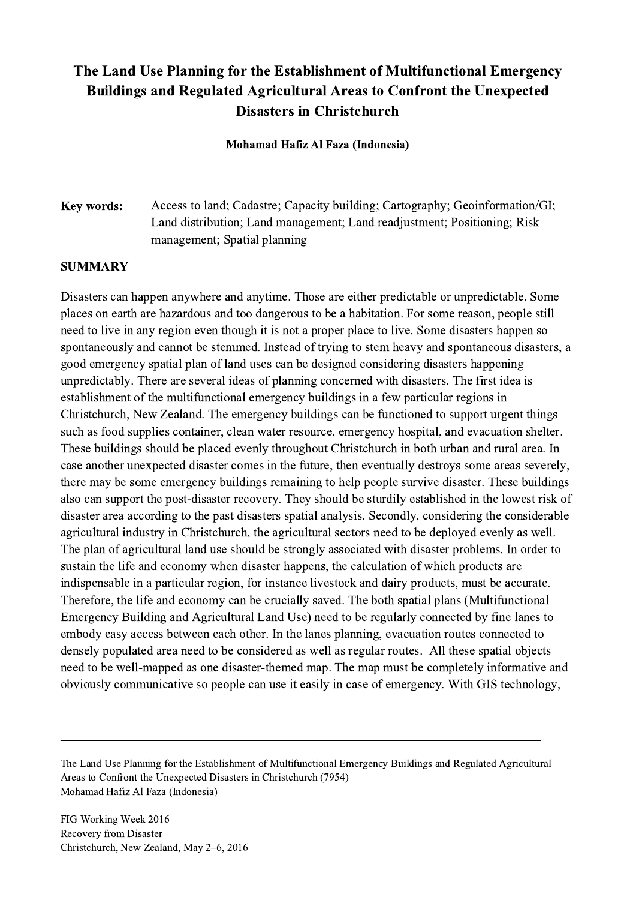# The Land Use Planning for the Establishment of Multifunctional Emergency Buildings and Regulated Agricultural Areas to Confront the Unexpected Disasters in Christchurch

**Mohamad Hafiz Al Faza (Indonesia)**

**Key words:** Access to land; Cadastre; Capacity building; Cartography; Geoinformation/GI; Land distribution; Land management; Land readjustment; Positioning; Risk management; Spatial planning

## SUMMARY

Disasters can happen anywhere and anytime. Those are either predictable or unpredictable. Some places on earth are hazardous and too dangerous to be a habitation. For some reason, people still need to live in any region even though it is not a proper place to live. Some disasters happen so spontaneously and cannot be stemmed. Instead of trying to stem heavy and spontaneous disasters, a good emergency spatial plan of land uses can be designed considering disasters happening unpredictably. There are several ideas of planning concerned with disasters. The first idea is establishment of the multifunctional emergency buildings in a few particular regions in Christchurch, New Zealand. The emergency buildings can be functioned to support urgent things such as food supplies container, clean water resource, emergency hospital, and evacuation shelter. These buildings should be placed evenly throughout Christchurch in both urban and rural area. In case another unexpected disaster comes in the future, then eventually destroys some areas severely, there may be some emergency buildings remaining to help people survive disaster. These buildings also can support the post-disaster recovery. They should be sturdily established in the lowest risk of disaster area according to the past disasters spatial analysis. Secondly, considering the considerable agricultural industry in Christchurch, the agricultural sectors need to be deployed evenly as well. The plan of agricultural land use should be strongly associated with disaster problems. In order to sustain the life and economy when disaster happens, the calculation of which products are indispensable in a particular region, for instance livestock and dairy products, must be accurate. Therefore, the life and economy can be crucially saved. The both spatial plans (Multifunctional Emergency Building and Agricultural Land Use) need to be regularly connected by fine lanes to embody easy access between each other. In the lanes planning, evacuation routes connected to densely populated area need to be considered as well as regular routes. All these spatial objects need to be well-mapped as one disaster-themed map. The map must be completely informative and obviously communicative so people can use it easily in case of emergency. With GIS technology,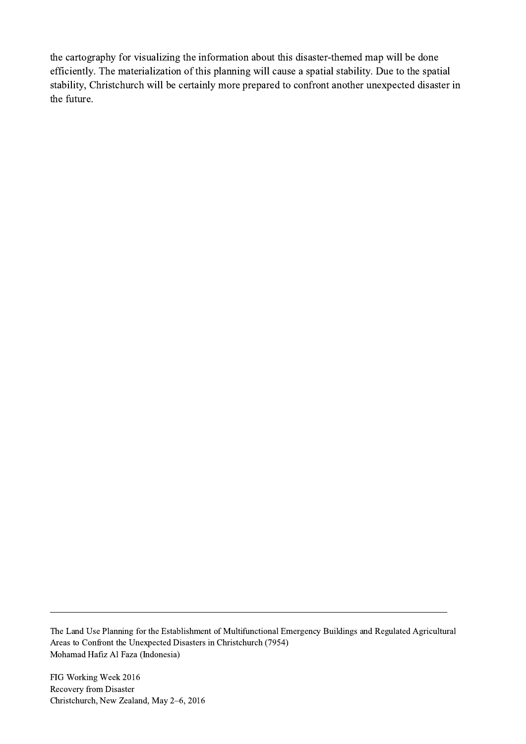the cartography for visualizing the information about this disaster-themed map will be done efficiently. The materialization of this planning will cause a spatial stability. Due to the spatial stability, Christchurch will be certainly more prepared to confront another unexpected disaster in the future.